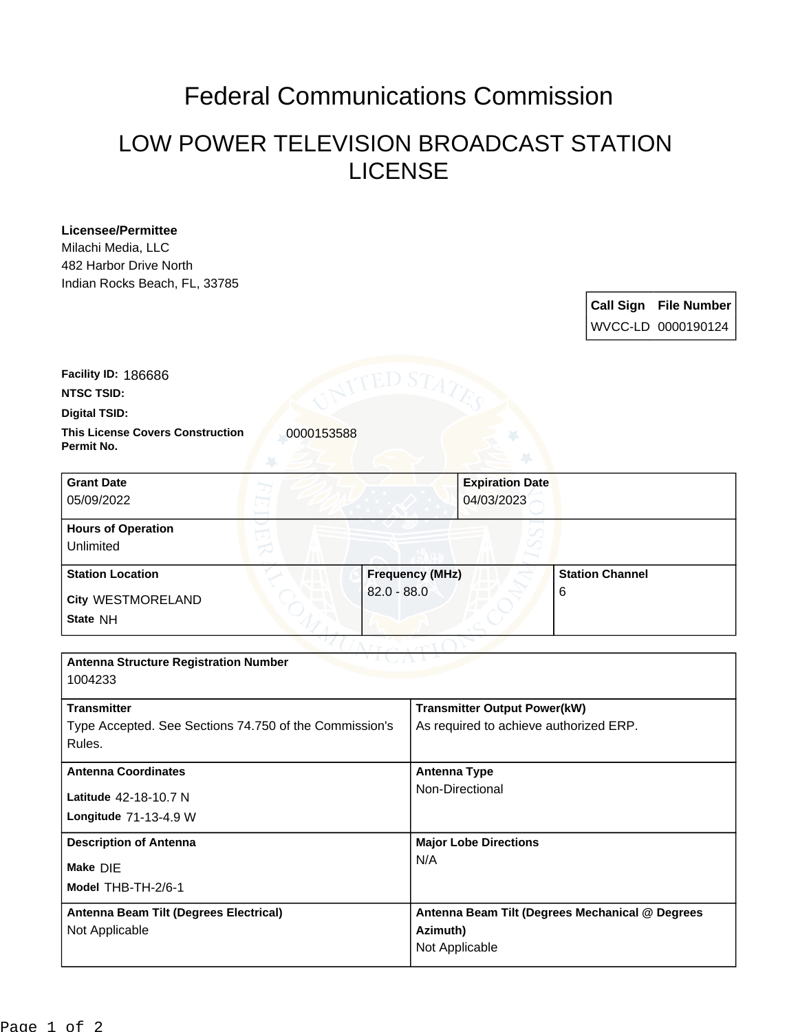# Federal Communications Commission

## LOW POWER TELEVISION BROADCAST STATION LICENSE

**Licensee/Permittee**
Milachi Media, LLC
482 Harbor Drive North
Indian Rocks Beach, FL, 33785

| Call Sign | File Number |
|---|---|
| WVCC-LD | 0000190124 |

**Facility ID:** 186686

**NTSC TSID:**

**Digital TSID:**

**This License Covers Construction Permit No.** 0000153588

| Grant Date | Expiration Date |
|---|---|
| 05/09/2022 | 04/03/2023 |

| Hours of Operation |
|---|
| Unlimited |

| Station Location | Frequency (MHz) | Station Channel |
|---|---|---|
| City WESTMORELAND<br>State NH | 82.0 - 88.0 | 6 |

| Antenna Structure Registration Number | |
|---|---|
| 1004233 | |
| **Transmitter** | **Transmitter Output Power(kW)** |
| Type Accepted. See Sections 74.750 of the Commission's Rules. | As required to achieve authorized ERP. |
| **Antenna Coordinates** | **Antenna Type** |
| Latitude 42-18-10.7 N<br>Longitude 71-13-4.9 W | Non-Directional |
| **Description of Antenna** | **Major Lobe Directions** |
| Make DIE<br>Model THB-TH-2/6-1 | N/A |
| **Antenna Beam Tilt (Degrees Electrical)** | **Antenna Beam Tilt (Degrees Mechanical @ Degrees Azimuth)** |
| Not Applicable | Not Applicable |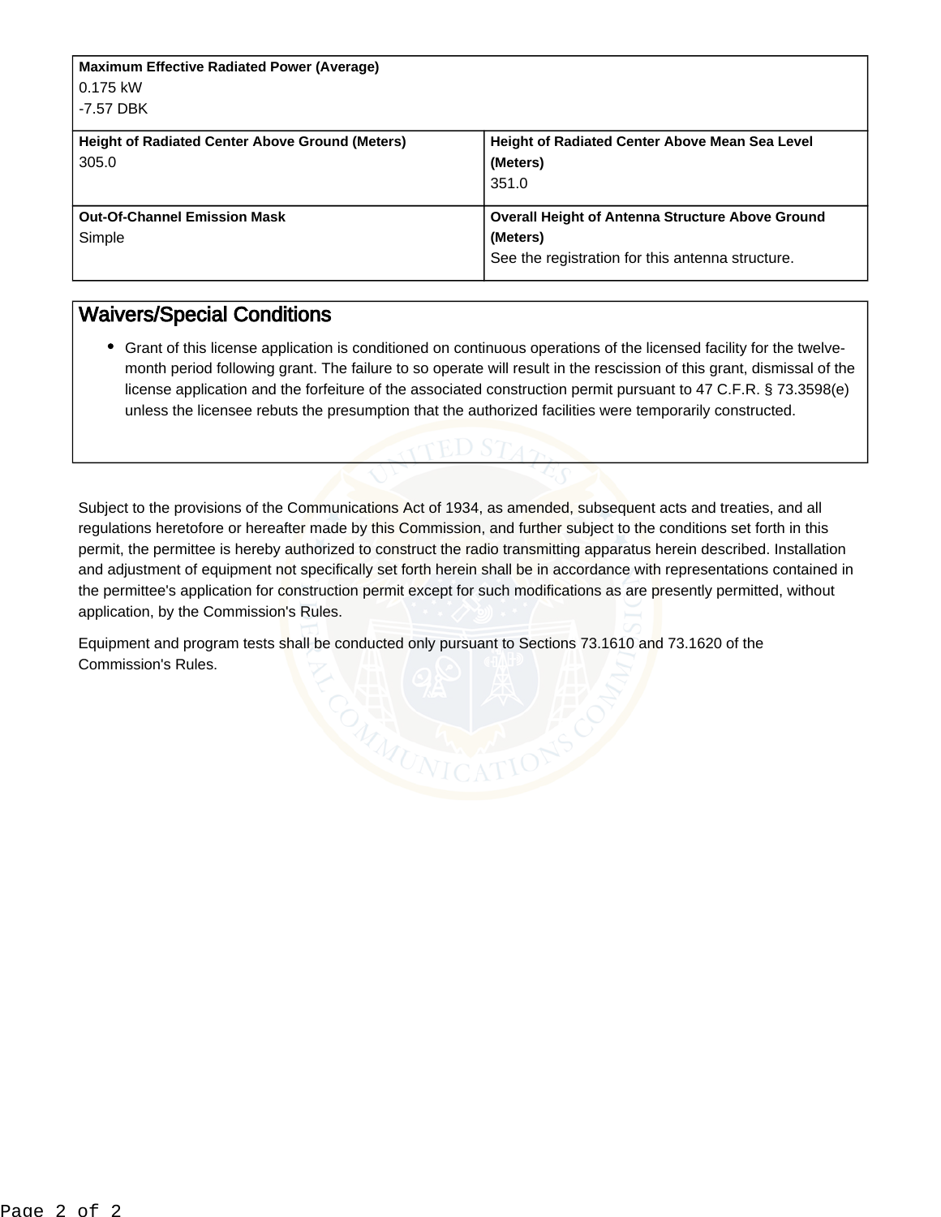| Maximum Effective Radiated Power (Average) | |
|---|---|
| 0.175 kW<br>-7.57 DBK | |
| **Height of Radiated Center Above Ground (Meters)**<br>305.0 | **Height of Radiated Center Above Mean Sea Level (Meters)**<br>351.0 |
| **Out-Of-Channel Emission Mask**<br>Simple | **Overall Height of Antenna Structure Above Ground (Meters)**<br>See the registration for this antenna structure. |

## Waivers/Special Conditions

- Grant of this license application is conditioned on continuous operations of the licensed facility for the twelve-month period following grant. The failure to so operate will result in the rescission of this grant, dismissal of the license application and the forfeiture of the associated construction permit pursuant to 47 C.F.R. § 73.3598(e) unless the licensee rebuts the presumption that the authorized facilities were temporarily constructed.

Subject to the provisions of the Communications Act of 1934, as amended, subsequent acts and treaties, and all regulations heretofore or hereafter made by this Commission, and further subject to the conditions set forth in this permit, the permittee is hereby authorized to construct the radio transmitting apparatus herein described. Installation and adjustment of equipment not specifically set forth herein shall be in accordance with representations contained in the permittee's application for construction permit except for such modifications as are presently permitted, without application, by the Commission's Rules.

Equipment and program tests shall be conducted only pursuant to Sections 73.1610 and 73.1620 of the Commission's Rules.